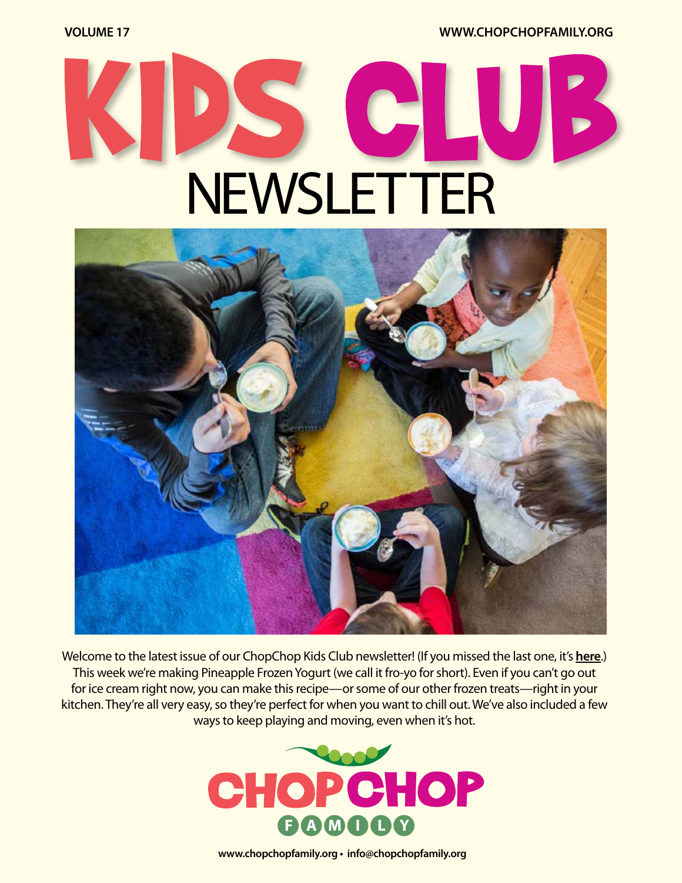VOLUME 17 WWW.CHOPCHOPFAMILY.ORG

# KIDS CLUB NEWSLETTER

Welcome to the latest issue of our ChopChop Kids Club newsletter! (If you missed the last one, it's **here**.) This week we're making Pineapple Frozen Yogurt (we call it fro-yo for short). Even if you can't go out for ice cream right now, you can make this recipe—or some of our other frozen treats—right in your kitchen. They're all very easy, so they're perfect for when you want to chill out. We've also included a few ways to keep playing and moving, even when it's hot.

CHOPCHOP FAMILY

www.chopchopfamily.org • info@chopchopfamily.org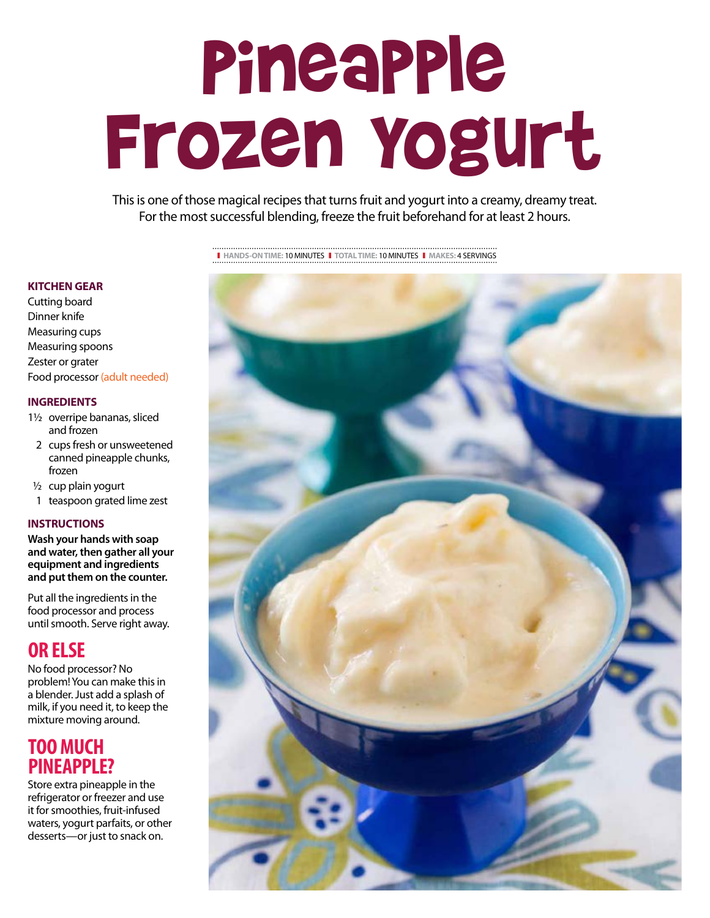# Pineapple Frozen Yogurt

This is one of those magical recipes that turns fruit and yogurt into a creamy, dreamy treat. For the most successful blending, freeze the fruit beforehand for at least 2 hours.

**HANDS-ON TIME:** 10 MINUTES | **TOTAL TIME:** 10 MINUTES | **MAKES:** 4 SERVINGS

## KITCHEN GEAR

Cutting board
Dinner knife
Measuring cups
Measuring spoons
Zester or grater
Food processor (adult needed)

## INGREDIENTS

- 1½ overripe bananas, sliced and frozen
- 2 cups fresh or unsweetened canned pineapple chunks, frozen
- ½ cup plain yogurt
- 1 teaspoon grated lime zest

## INSTRUCTIONS

**Wash your hands with soap and water, then gather all your equipment and ingredients and put them on the counter.**

Put all the ingredients in the food processor and process until smooth. Serve right away.

## OR ELSE

No food processor? No problem! You can make this in a blender. Just add a splash of milk, if you need it, to keep the mixture moving around.

## TOO MUCH PINEAPPLE?

Store extra pineapple in the refrigerator or freezer and use it for smoothies, fruit-infused waters, yogurt parfaits, or other desserts—or just to snack on.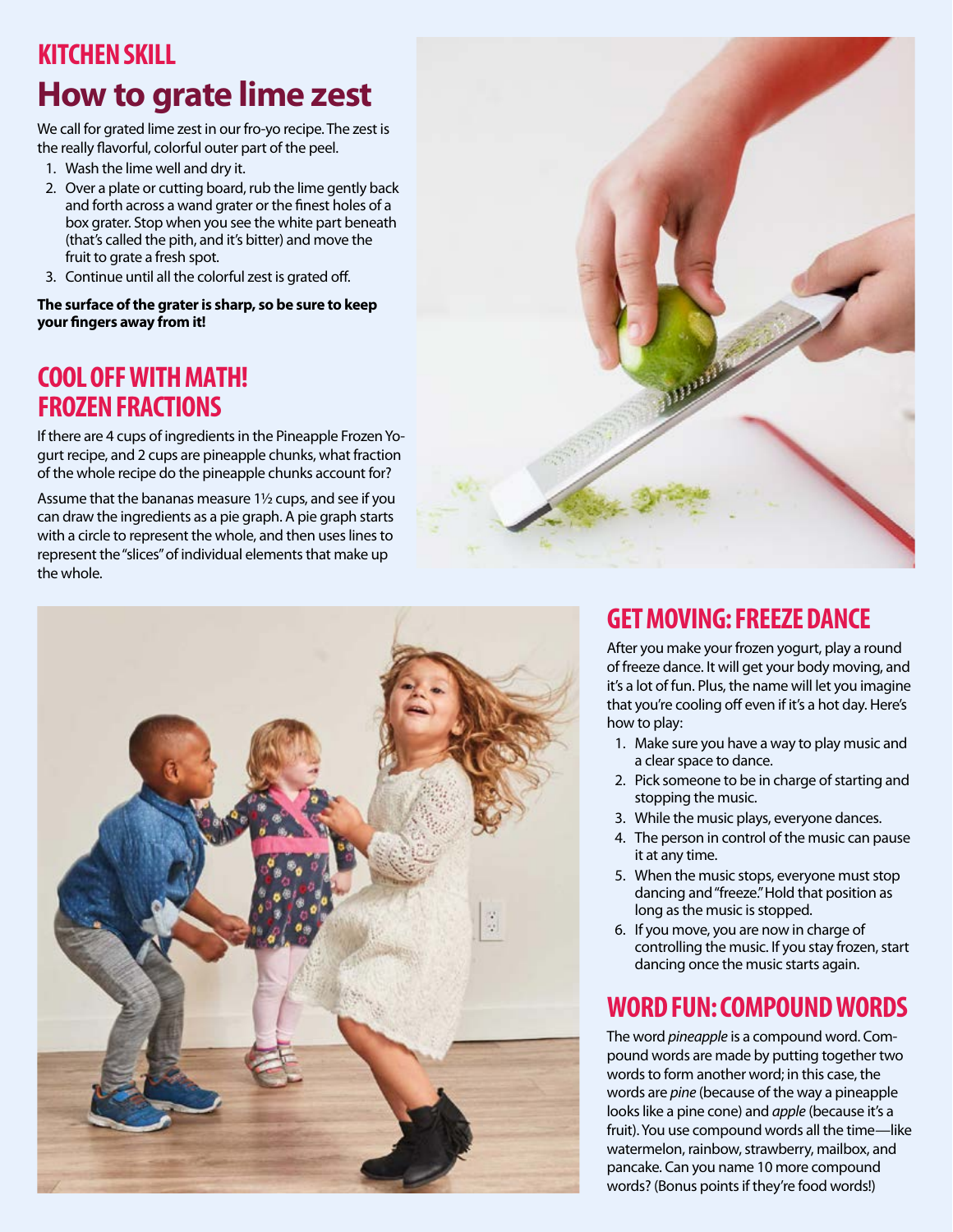## KITCHEN SKILL

# How to grate lime zest

We call for grated lime zest in our fro-yo recipe. The zest is the really flavorful, colorful outer part of the peel.

1. Wash the lime well and dry it.
2. Over a plate or cutting board, rub the lime gently back and forth across a wand grater or the finest holes of a box grater. Stop when you see the white part beneath (that's called the pith, and it's bitter) and move the fruit to grate a fresh spot.
3. Continue until all the colorful zest is grated off.

**The surface of the grater is sharp, so be sure to keep your fingers away from it!**

## COOL OFF WITH MATH! FROZEN FRACTIONS

If there are 4 cups of ingredients in the Pineapple Frozen Yogurt recipe, and 2 cups are pineapple chunks, what fraction of the whole recipe do the pineapple chunks account for?

Assume that the bananas measure 1½ cups, and see if you can draw the ingredients as a pie graph. A pie graph starts with a circle to represent the whole, and then uses lines to represent the "slices" of individual elements that make up the whole.

## GET MOVING: FREEZE DANCE

After you make your frozen yogurt, play a round of freeze dance. It will get your body moving, and it's a lot of fun. Plus, the name will let you imagine that you're cooling off even if it's a hot day. Here's how to play:

1. Make sure you have a way to play music and a clear space to dance.
2. Pick someone to be in charge of starting and stopping the music.
3. While the music plays, everyone dances.
4. The person in control of the music can pause it at any time.
5. When the music stops, everyone must stop dancing and "freeze." Hold that position as long as the music is stopped.
6. If you move, you are now in charge of controlling the music. If you stay frozen, start dancing once the music starts again.

## WORD FUN: COMPOUND WORDS

The word *pineapple* is a compound word. Compound words are made by putting together two words to form another word; in this case, the words are *pine* (because of the way a pineapple looks like a pine cone) and *apple* (because it's a fruit). You use compound words all the time—like watermelon, rainbow, strawberry, mailbox, and pancake. Can you name 10 more compound words? (Bonus points if they're food words!)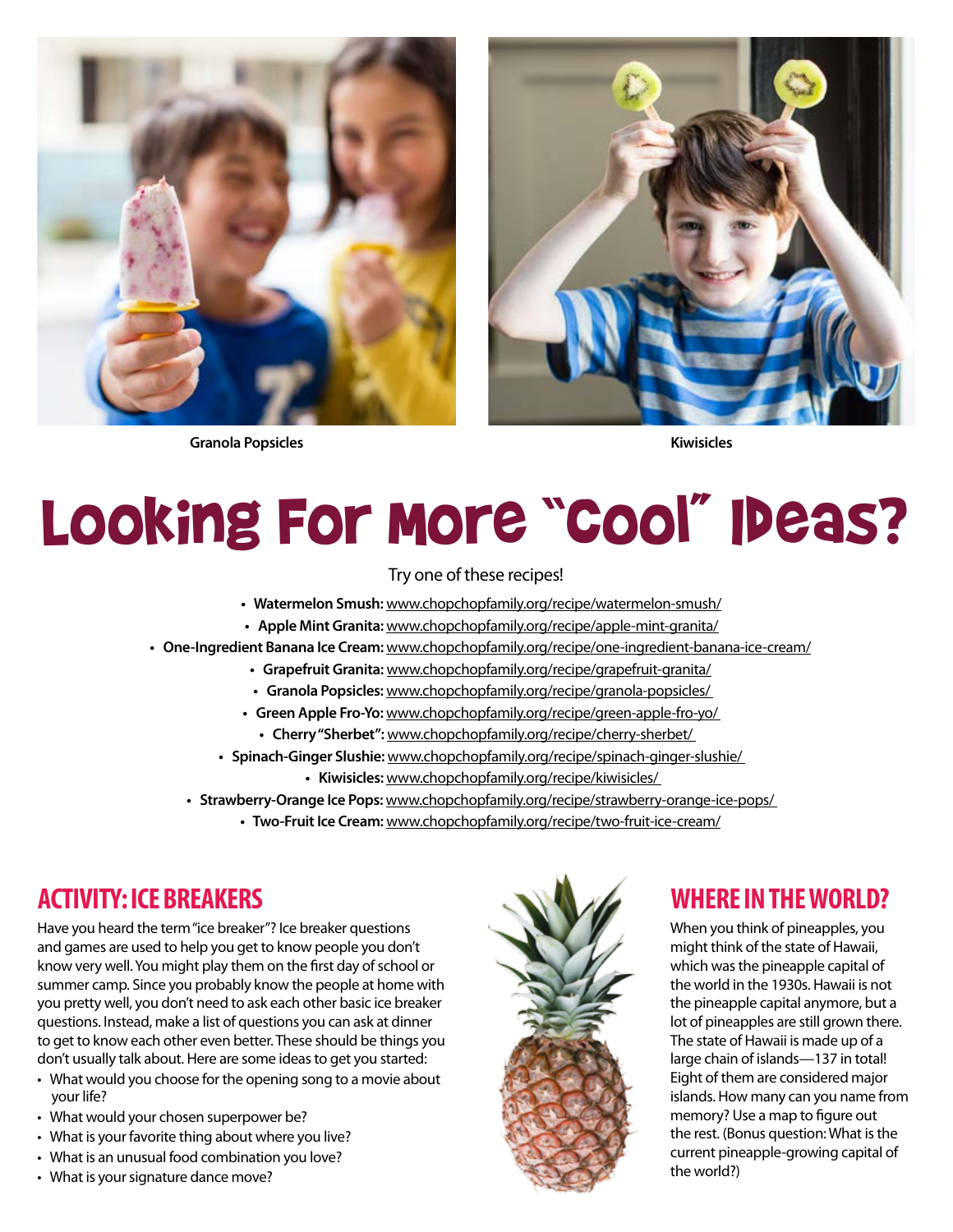Granola Popsicles

Kiwisicles

# Looking For More "Cool" Ideas?

Try one of these recipes!

- **Watermelon Smush:** www.chopchopfamily.org/recipe/watermelon-smush/
- **Apple Mint Granita:** www.chopchopfamily.org/recipe/apple-mint-granita/
- **One-Ingredient Banana Ice Cream:** www.chopchopfamily.org/recipe/one-ingredient-banana-ice-cream/
- **Grapefruit Granita:** www.chopchopfamily.org/recipe/grapefruit-granita/
- **Granola Popsicles:** www.chopchopfamily.org/recipe/granola-popsicles/
- **Green Apple Fro-Yo:** www.chopchopfamily.org/recipe/green-apple-fro-yo/
- **Cherry "Sherbet":** www.chopchopfamily.org/recipe/cherry-sherbet/
- **Spinach-Ginger Slushie:** www.chopchopfamily.org/recipe/spinach-ginger-slushie/
- **Kiwisicles:** www.chopchopfamily.org/recipe/kiwisicles/
- **Strawberry-Orange Ice Pops:** www.chopchopfamily.org/recipe/strawberry-orange-ice-pops/
- **Two-Fruit Ice Cream:** www.chopchopfamily.org/recipe/two-fruit-ice-cream/

## ACTIVITY: ICE BREAKERS

Have you heard the term "ice breaker"? Ice breaker questions and games are used to help you get to know people you don't know very well. You might play them on the first day of school or summer camp. Since you probably know the people at home with you pretty well, you don't need to ask each other basic ice breaker questions. Instead, make a list of questions you can ask at dinner to get to know each other even better. These should be things you don't usually talk about. Here are some ideas to get you started:

- What would you choose for the opening song to a movie about your life?
- What would your chosen superpower be?
- What is your favorite thing about where you live?
- What is an unusual food combination you love?
- What is your signature dance move?

## WHERE IN THE WORLD?

When you think of pineapples, you might think of the state of Hawaii, which was the pineapple capital of the world in the 1930s. Hawaii is not the pineapple capital anymore, but a lot of pineapples are still grown there. The state of Hawaii is made up of a large chain of islands—137 in total! Eight of them are considered major islands. How many can you name from memory? Use a map to figure out the rest. (Bonus question: What is the current pineapple-growing capital of the world?)